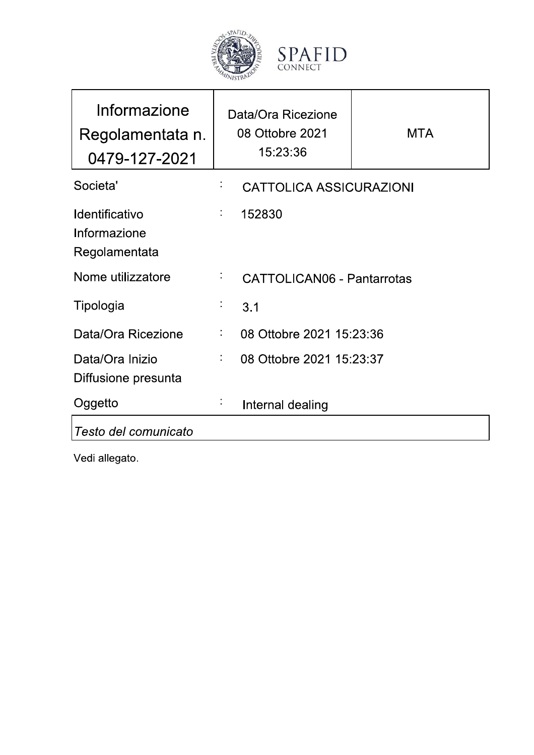SPAFID CONNECT

| Informazione Regolamentata n. 0479-127-2021 | Data/Ora Ricezione 08 Ottobre 2021 15:23:36 | MTA |
|---|---|---|

| | | |
|---|---|---|
| Societa' | : | CATTOLICA ASSICURAZIONI |
| Identificativo Informazione Regolamentata | : | 152830 |
| Nome utilizzatore | : | CATTOLICAN06 - Pantarrotas |
| Tipologia | : | 3.1 |
| Data/Ora Ricezione | : | 08 Ottobre 2021 15:23:36 |
| Data/Ora Inizio Diffusione presunta | : | 08 Ottobre 2021 15:23:37 |
| Oggetto | : | Internal dealing |

*Testo del comunicato*

Vedi allegato.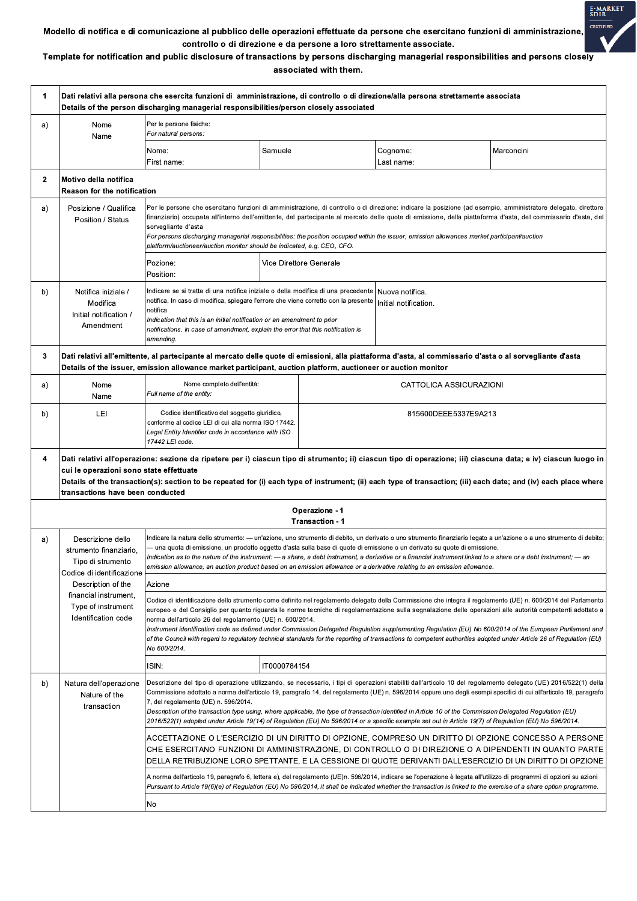**Modello di notifica e di comunicazione al pubblico delle operazioni effettuate da persone che esercitano funzioni di amministrazione, controllo o di direzione e da persone a loro strettamente associate.**

**Template for notification and public disclosure of transactions by persons discharging managerial responsibilities and persons closely associated with them.**

| | | | | | |
|---|---|---|---|---|---|
| **1** | **Dati relativi alla persona che esercita funzioni di amministrazione, di controllo o di direzione/alla persona strettamente associata**<br>**Details of the person discharging managerial responsibilities/person closely associated** | | | | |
| a) | Nome<br>Name | Per le persone fisiche:<br>*For natural persons:* | | | |
| | | Nome:<br>First name: | Samuele | Cognome:<br>Last name: | Marconcini |
| **2** | **Motivo della notifica**<br>**Reason for the notification** | | | | |
| a) | Posizione / Qualifica<br>Position / Status | Per le persone che esercitano funzioni di amministrazione, di controllo o di direzione: indicare la posizione (ad esempio, amministratore delegato, direttore finanziario) occupata all'interno dell'emittente, del partecipante al mercato delle quote di emissione, della piattaforma d'asta, del commissario d'asta, del sorvegliante d'asta<br>*For persons discharging managerial responsibilities: the position occupied within the issuer, emission allowances market participant/auction platform/auctioneer/auction monitor should be indicated, e.g. CEO, CFO.* | | | |
| | | Pozione:<br>Position: | Vice Direttore Generale | | |
| b) | Notifica iniziale / Modifica<br>Initial notification / Amendment | Indicare se si tratta di una notifica iniziale o della modifica di una precedente notifica. In caso di modifica, spiegare l'errore che viene corretto con la presente notifica<br>*Indication that this is an initial notification or an amendment to prior notifications. In case of amendment, explain the error that this notification is amending.* | | Nuova notifica.<br>Initial notification. | |
| **3** | **Dati relativi all'emittente, al partecipante al mercato delle quote di emissioni, alla piattaforma d'asta, al commissario d'asta o al sorvegliante d'asta**<br>**Details of the issuer, emission allowance market participant, auction platform, auctioneer or auction monitor** | | | | |
| a) | Nome<br>Name | Nome completo dell'entità:<br>*Full name of the entity:* | CATTOLICA ASSICURAZIONI | | |
| b) | LEI | Codice identificativo del soggetto giuridico, conforme al codice LEI di cui alla norma ISO 17442.<br>*Legal Entity Identifier code in accordance with ISO 17442 LEI code.* | 815600DEEE5337E9A213 | | |
| **4** | **Dati relativi all'operazione: sezione da ripetere per i) ciascun tipo di strumento; ii) ciascun tipo di operazione; iii) ciascuna data; e iv) ciascun luogo in cui le operazioni sono state effettuate**<br>**Details of the transaction(s): section to be repeated for (i) each type of instrument; (ii) each type of transaction; (iii) each date; and (iv) each place where transactions have been conducted** | | | | |
| | **Operazione - 1**<br>**Transaction - 1** | | | | |
| a) | Descrizione dello strumento finanziario, Tipo di strumento Codice di identificazione<br>Description of the financial instrument, Type of instrument Identification code | Indicare la natura dello strumento: — un'azione, uno strumento di debito, un derivato o uno strumento finanziario legato a un'azione o a uno strumento di debito; — una quota di emissione, un prodotto oggetto d'asta sulla base di quote di emissione o un derivato su quote di emissione.<br>*Indication as to the nature of the instrument: — a share, a debt instrument, a derivative or a financial instrument linked to a share or a debt instrument; — an emission allowance, an auction product based on an emission allowance or a derivative relating to an emission allowance.* | | | |
| | | Azione | | | |
| | | Codice di identificazione dello strumento come definito nel regolamento delegato della Commissione che integra il regolamento (UE) n. 600/2014 del Parlamento europeo e del Consiglio per quanto riguarda le norme tecniche di regolamentazione sulla segnalazione delle operazioni alle autorità competenti adottato a norma dell'articolo 26 del regolamento (UE) n. 600/2014.<br>*Instrument identification code as defined under Commission Delegated Regulation supplementing Regulation (EU) No 600/2014 of the European Parliament and of the Council with regard to regulatory technical standards for the reporting of transactions to competent authorities adopted under Article 26 of Regulation (EU) No 600/2014.* | | | |
| | | ISIN: | IT0000784154 | | |
| b) | Natura dell'operazione<br>Nature of the transaction | Descrizione del tipo di operazione utilizzando, se necessario, i tipi di operazioni stabiliti dall'articolo 10 del regolamento delegato (UE) 2016/522(1) della Commissione adottato a norma dell'articolo 19, paragrafo 14, del regolamento (UE) n. 596/2014 oppure uno degli esempi specifici di cui all'articolo 19, paragrafo 7, del regolamento (UE) n. 596/2014.<br>*Description of the transaction type using, where applicable, the type of transaction identified in Article 10 of the Commission Delegated Regulation (EU) 2016/522(1) adopted under Article 19(14) of Regulation (EU) No 596/2014 or a specific example set out in Article 19(7) of Regulation (EU) No 596/2014.* | | | |
| | | ACCETTAZIONE O L'ESERCIZIO DI UN DIRITTO DI OPZIONE, COMPRESO UN DIRITTO DI OPZIONE CONCESSO A PERSONE CHE ESERCITANO FUNZIONI DI AMMINISTRAZIONE, DI CONTROLLO O DI DIREZIONE O A DIPENDENTI IN QUANTO PARTE DELLA RETRIBUZIONE LORO SPETTANTE, E LA CESSIONE DI QUOTE DERIVANTI DALL'ESERCIZIO DI UN DIRITTO DI OPZIONE | | | |
| | | A norma dell'articolo 19, paragrafo 6, lettera e), del regolamento (UE)n. 596/2014, indicare se l'operazione è legata all'utilizzo di programmi di opzioni su azioni<br>*Pursuant to Article 19(6)(e) of Regulation (EU) No 596/2014, it shall be indicated whether the transaction is linked to the exercise of a share option programme.* | | | |
| | | No | | | |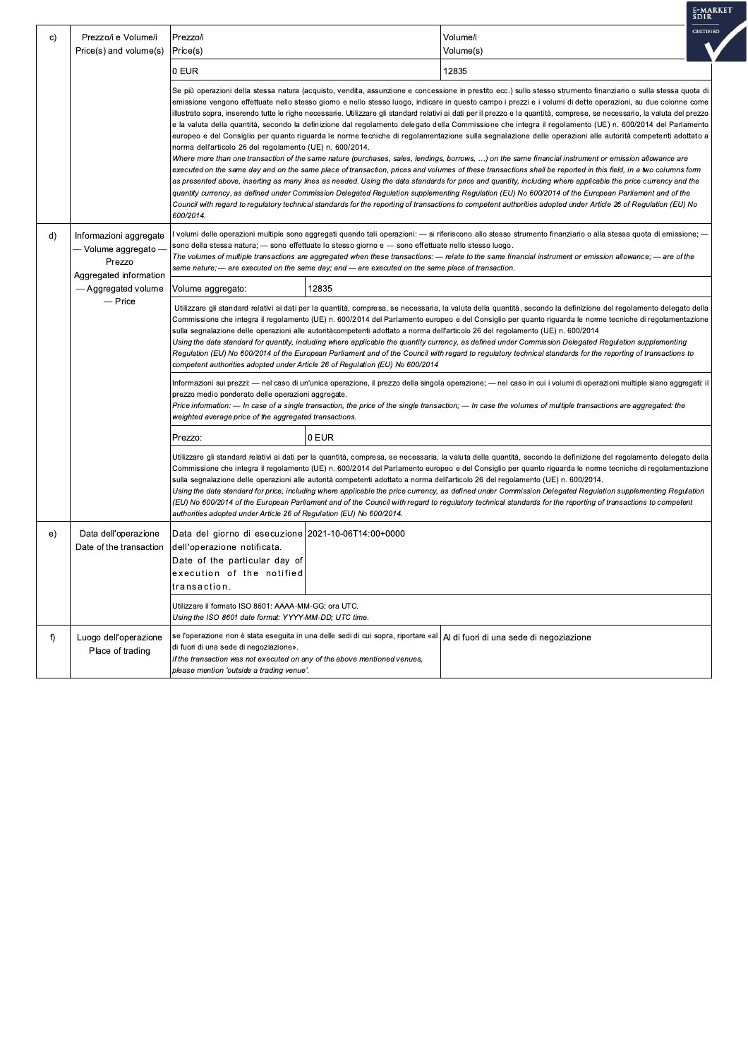| | | | |
|---|---|---|---|
| c) | Prezzo/i e Volume/i<br>Price(s) and volume(s) | Prezzo/i<br>Price(s) | Volume/i<br>Volume(s) |
| | | 0 EUR | 12835 |
| | | Se più operazioni della stessa natura (acquisto, vendita, assunzione e concessione in prestito ecc.) sullo stesso strumento finanziario o sulla stessa quota di emissione vengono effettuate nello stesso giorno e nello stesso luogo, indicare in questo campo i prezzi e i volumi di dette operazioni, su due colonne come illustrato sopra, inserendo tutte le righe necessarie. Utilizzare gli standard relativi ai dati per il prezzo e la quantità, comprese, se necessario, la valuta del prezzo e la valuta della quantità, secondo la definizione dal regolamento delegato della Commissione che integra il regolamento (UE) n. 600/2014 del Parlamento europeo e del Consiglio per quanto riguarda le norme tecniche di regolamentazione sulla segnalazione delle operazioni alle autorità competenti adottato a norma dell'articolo 26 del regolamento (UE) n. 600/2014.<br>*Where more than one transaction of the same nature (purchases, sales, lendings, borrows, …) on the same financial instrument or emission allowance are executed on the same day and on the same place of transaction, prices and volumes of these transactions shall be reported in this field, in a two columns form as presented above, inserting as many lines as needed. Using the data standards for price and quantity, including where applicable the price currency and the quantity currency, as defined under Commission Delegated Regulation supplementing Regulation (EU) No 600/2014 of the European Parliament and of the Council with regard to regulatory technical standards for the reporting of transactions to competent authorities adopted under Article 26 of Regulation (EU) No 600/2014.* | |
| d) | Informazioni aggregate<br>— Volume aggregato —<br>Prezzo<br>Aggregated information<br>— Aggregated volume<br>— Price | I volumi delle operazioni multiple sono aggregati quando tali operazioni: — si riferiscono allo stesso strumento finanziario o alla stessa quota di emissione; — sono della stessa natura; — sono effettuate lo stesso giorno e — sono effettuate nello stesso luogo.<br>*The volumes of multiple transactions are aggregated when these transactions: — relate to the same financial instrument or emission allowance; — are of the same nature; — are executed on the same day; and — are executed on the same place of transaction.* | |
| | | Volume aggregato: | 12835 |
| | | Utilizzare gli standard relativi ai dati per la quantità, compresa, se necessaria, la valuta della quantità, secondo la definizione del regolamento delegato della Commissione che integra il regolamento (UE) n. 600/2014 del Parlamento europeo e del Consiglio per quanto riguarda le norme tecniche di regolamentazione sulla segnalazione delle operazioni alle autoritàcompetenti adottato a norma dell'articolo 26 del regolamento (UE) n. 600/2014<br>*Using the data standard for quantity, including where applicable the quantity currency, as defined under Commission Delegated Regulation supplementing Regulation (EU) No 600/2014 of the European Parliament and of the Council with regard to regulatory technical standards for the reporting of transactions to competent authorities adopted under Article 26 of Regulation (EU) No 600/2014* | |
| | | Informazioni sui prezzi: — nel caso di un'unica operazione, il prezzo della singola operazione; — nel caso in cui i volumi di operazioni multiple siano aggregati: il prezzo medio ponderato delle operazioni aggregate.<br>*Price information: — In case of a single transaction, the price of the single transaction; — In case the volumes of multiple transactions are aggregated: the weighted average price of the aggregated transactions.* | |
| | | Prezzo: | 0 EUR |
| | | Utilizzare gli standard relativi ai dati per la quantità, compresa, se necessaria, la valuta della quantità, secondo la definizione del regolamento delegato della Commissione che integra il regolamento (UE) n. 600/2014 del Parlamento europeo e del Consiglio per quanto riguarda le norme tecniche di regolamentazione sulla segnalazione delle operazioni alle autorità competenti adottato a norma dell'articolo 26 del regolamento (UE) n. 600/2014.<br>*Using the data standard for price, including where applicable the price currency, as defined under Commission Delegated Regulation supplementing Regulation (EU) No 600/2014 of the European Parliament and of the Council with regard to regulatory technical standards for the reporting of transactions to competent authorities adopted under Article 26 of Regulation (EU) No 600/2014.* | |
| e) | Data dell'operazione<br>Date of the transaction | Data del giorno di esecuzione dell'operazione notificata.<br>Date of the particular day of execution of the notified transaction. | 2021-10-06T14:00+0000 |
| | | Utilizzare il formato ISO 8601: AAAA-MM-GG; ora UTC.<br>*Using the ISO 8601 date format: YYYY-MM-DD; UTC time.* | |
| f) | Luogo dell'operazione<br>Place of trading | se l'operazione non è stata eseguita in una delle sedi di cui sopra, riportare «al di fuori di una sede di negoziazione».<br>*if the transaction was not executed on any of the above mentioned venues, please mention 'outside a trading venue'.* | Al di fuori di una sede di negoziazione |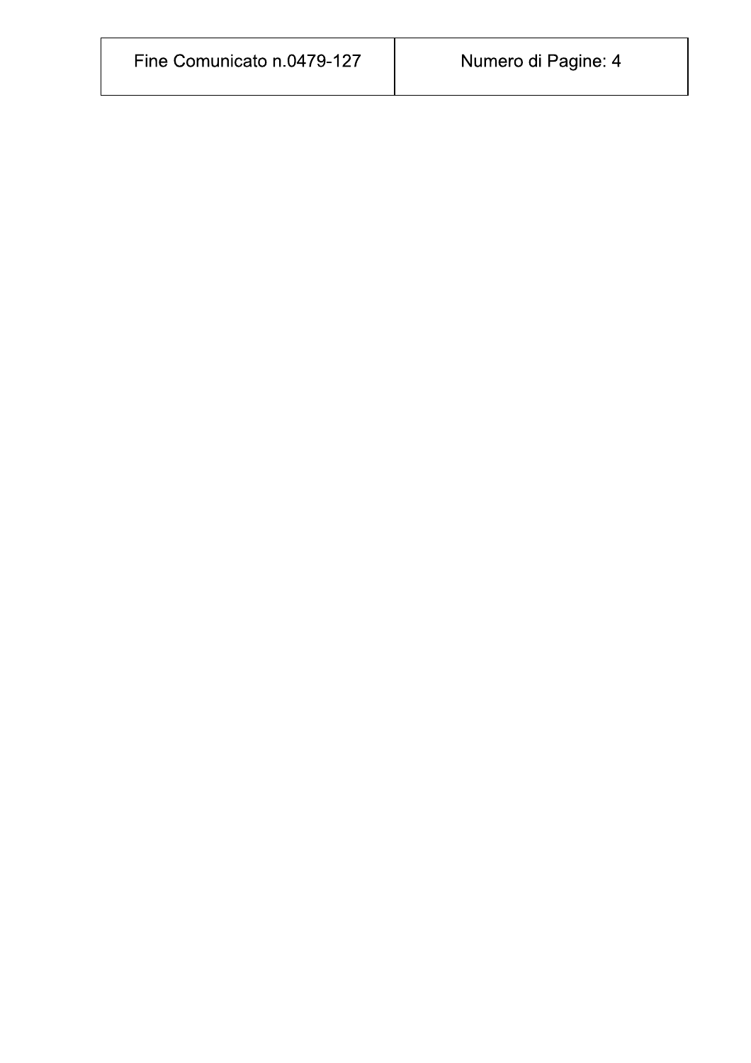| Fine Comunicato n.0479-127 | Numero di Pagine: 4 |
| --- | --- |